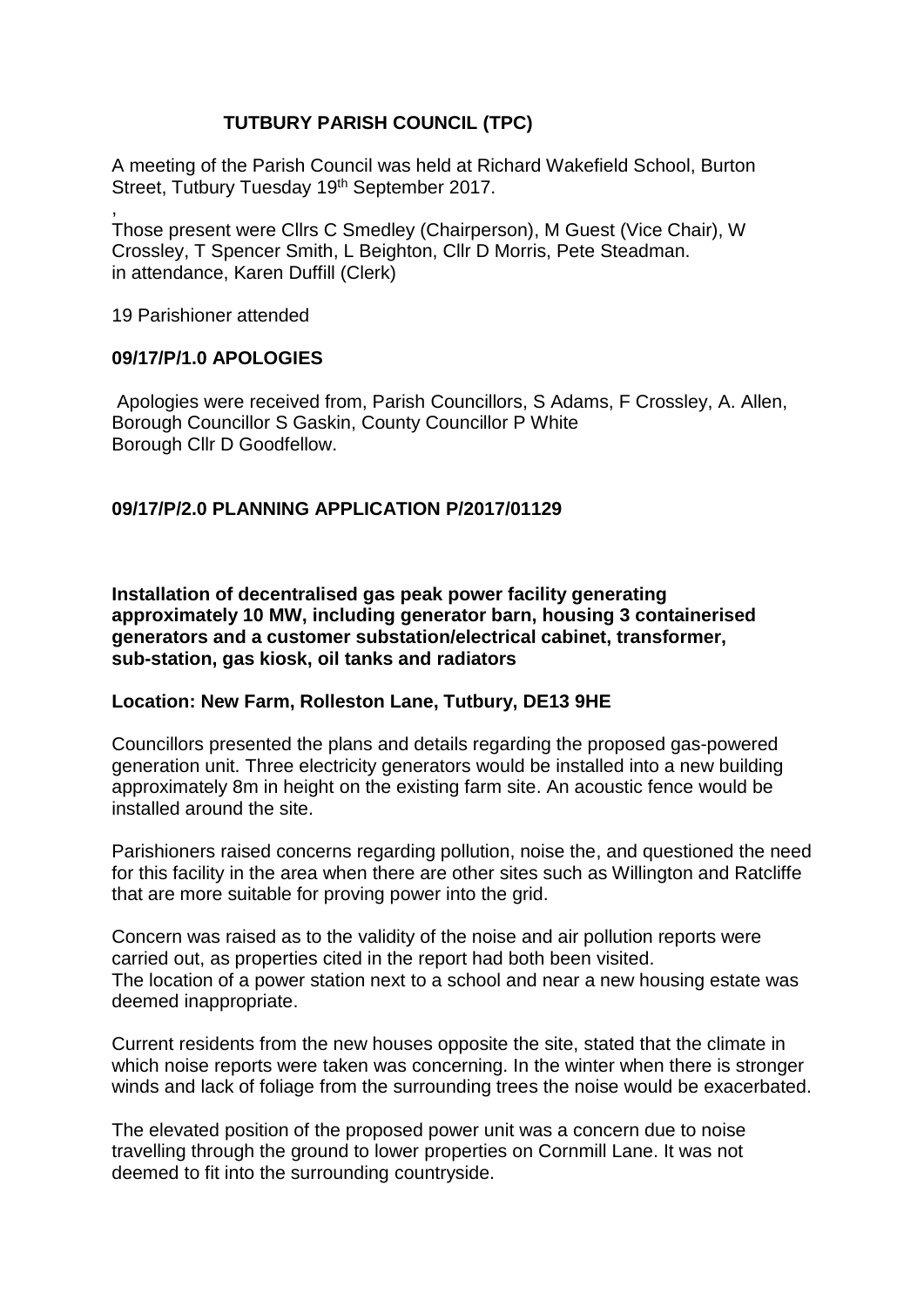# TUTBURY PARISH COUNCIL (TPC)

A meeting of the Parish Council was held at Richard Wakefield School, Burton Street, Tutbury Tuesday 19th September 2017.

,

Those present were Cllrs C Smedley (Chairperson), M Guest (Vice Chair), W Crossley, T Spencer Smith, L Beighton, Cllr D Morris, Pete Steadman.
in attendance, Karen Duffill (Clerk)

19 Parishioner attended

## 09/17/P/1.0 APOLOGIES

Apologies were received from, Parish Councillors, S Adams, F Crossley, A. Allen, Borough Councillor S Gaskin, County Councillor P White
Borough Cllr D Goodfellow.

## 09/17/P/2.0 PLANNING APPLICATION P/2017/01129

**Installation of decentralised gas peak power facility generating approximately 10 MW, including generator barn, housing 3 containerised generators and a customer substation/electrical cabinet, transformer, sub-station, gas kiosk, oil tanks and radiators**

**Location: New Farm, Rolleston Lane, Tutbury, DE13 9HE**

Councillors presented the plans and details regarding the proposed gas-powered generation unit. Three electricity generators would be installed into a new building approximately 8m in height on the existing farm site. An acoustic fence would be installed around the site.

Parishioners raised concerns regarding pollution, noise the, and questioned the need for this facility in the area when there are other sites such as Willington and Ratcliffe that are more suitable for proving power into the grid.

Concern was raised as to the validity of the noise and air pollution reports were carried out, as properties cited in the report had both been visited.
The location of a power station next to a school and near a new housing estate was deemed inappropriate.

Current residents from the new houses opposite the site, stated that the climate in which noise reports were taken was concerning. In the winter when there is stronger winds and lack of foliage from the surrounding trees the noise would be exacerbated.

The elevated position of the proposed power unit was a concern due to noise travelling through the ground to lower properties on Cornmill Lane. It was not deemed to fit into the surrounding countryside.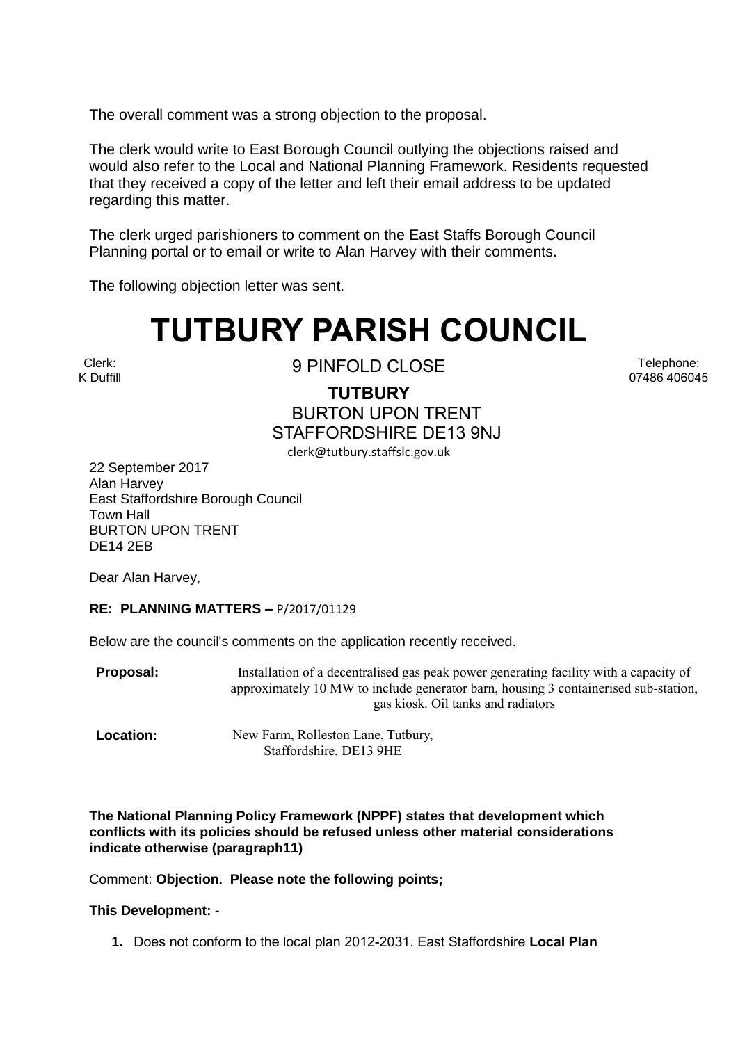The overall comment was a strong objection to the proposal.

The clerk would write to East Borough Council outlying the objections raised and would also refer to the Local and National Planning Framework. Residents requested that they received a copy of the letter and left their email address to be updated regarding this matter.

The clerk urged parishioners to comment on the East Staffs Borough Council Planning portal or to email or write to Alan Harvey with their comments.

The following objection letter was sent.

# TUTBURY PARISH COUNCIL

Clerk:
K Duffill

9 PINFOLD CLOSE
**TUTBURY**
BURTON UPON TRENT
STAFFORDSHIRE DE13 9NJ
clerk@tutbury.staffslc.gov.uk

Telephone:
07486 406045

22 September 2017
Alan Harvey
East Staffordshire Borough Council
Town Hall
BURTON UPON TRENT
DE14 2EB

Dear Alan Harvey,

**RE: PLANNING MATTERS –** P/2017/01129

Below are the council's comments on the application recently received.

| | |
|---|---|
| **Proposal:** | Installation of a decentralised gas peak power generating facility with a capacity of approximately 10 MW to include generator barn, housing 3 containerised sub-station, gas kiosk. Oil tanks and radiators |
| **Location:** | New Farm, Rolleston Lane, Tutbury, Staffordshire, DE13 9HE |

**The National Planning Policy Framework (NPPF) states that development which conflicts with its policies should be refused unless other material considerations indicate otherwise (paragraph11)**

Comment: **Objection. Please note the following points;**

**This Development: -**

1. Does not conform to the local plan 2012-2031. East Staffordshire **Local Plan**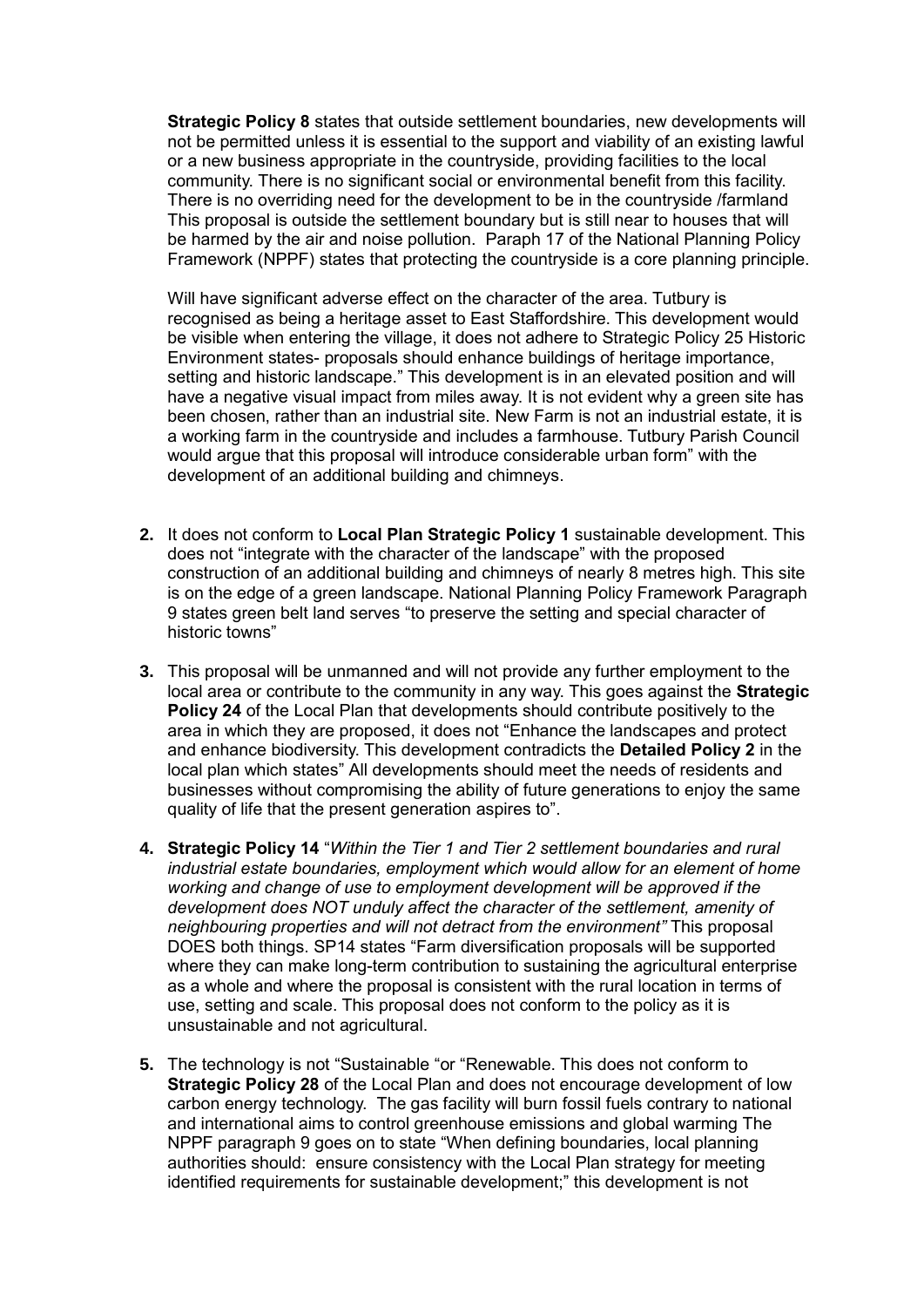**Strategic Policy 8** states that outside settlement boundaries, new developments will not be permitted unless it is essential to the support and viability of an existing lawful or a new business appropriate in the countryside, providing facilities to the local community. There is no significant social or environmental benefit from this facility. There is no overriding need for the development to be in the countryside /farmland This proposal is outside the settlement boundary but is still near to houses that will be harmed by the air and noise pollution. Paraph 17 of the National Planning Policy Framework (NPPF) states that protecting the countryside is a core planning principle.

Will have significant adverse effect on the character of the area. Tutbury is recognised as being a heritage asset to East Staffordshire. This development would be visible when entering the village, it does not adhere to Strategic Policy 25 Historic Environment states- proposals should enhance buildings of heritage importance, setting and historic landscape." This development is in an elevated position and will have a negative visual impact from miles away. It is not evident why a green site has been chosen, rather than an industrial site. New Farm is not an industrial estate, it is a working farm in the countryside and includes a farmhouse. Tutbury Parish Council would argue that this proposal will introduce considerable urban form" with the development of an additional building and chimneys.

2. It does not conform to **Local Plan Strategic Policy 1** sustainable development. This does not "integrate with the character of the landscape" with the proposed construction of an additional building and chimneys of nearly 8 metres high. This site is on the edge of a green landscape. National Planning Policy Framework Paragraph 9 states green belt land serves "to preserve the setting and special character of historic towns"

3. This proposal will be unmanned and will not provide any further employment to the local area or contribute to the community in any way. This goes against the **Strategic Policy 24** of the Local Plan that developments should contribute positively to the area in which they are proposed, it does not "Enhance the landscapes and protect and enhance biodiversity. This development contradicts the **Detailed Policy 2** in the local plan which states" All developments should meet the needs of residents and businesses without compromising the ability of future generations to enjoy the same quality of life that the present generation aspires to".

4. **Strategic Policy 14** "*Within the Tier 1 and Tier 2 settlement boundaries and rural industrial estate boundaries, employment which would allow for an element of home working and change of use to employment development will be approved if the development does NOT unduly affect the character of the settlement, amenity of neighbouring properties and will not detract from the environment"* This proposal DOES both things. SP14 states "Farm diversification proposals will be supported where they can make long-term contribution to sustaining the agricultural enterprise as a whole and where the proposal is consistent with the rural location in terms of use, setting and scale. This proposal does not conform to the policy as it is unsustainable and not agricultural.

5. The technology is not "Sustainable "or "Renewable. This does not conform to **Strategic Policy 28** of the Local Plan and does not encourage development of low carbon energy technology. The gas facility will burn fossil fuels contrary to national and international aims to control greenhouse emissions and global warming The NPPF paragraph 9 goes on to state "When defining boundaries, local planning authorities should: ensure consistency with the Local Plan strategy for meeting identified requirements for sustainable development;" this development is not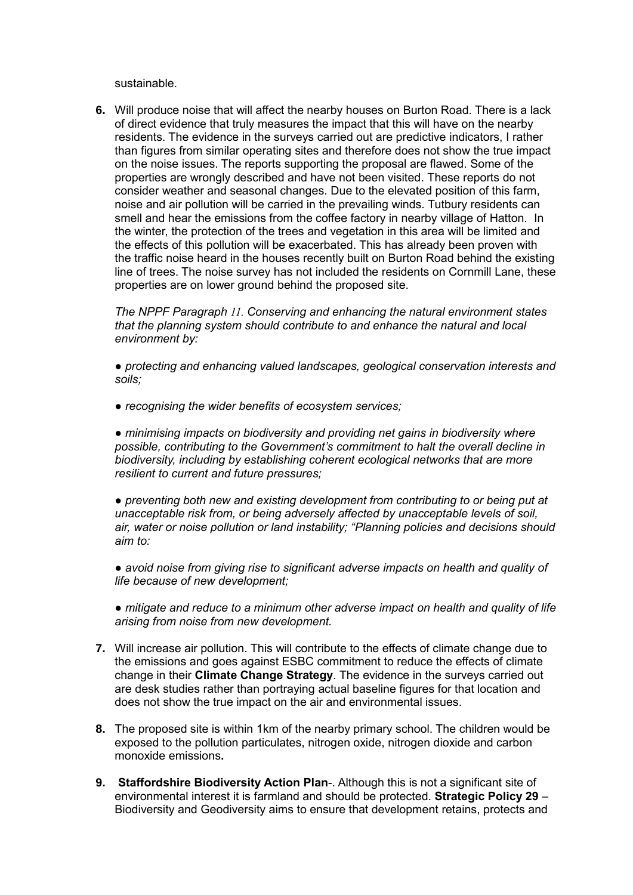sustainable.

6. Will produce noise that will affect the nearby houses on Burton Road. There is a lack of direct evidence that truly measures the impact that this will have on the nearby residents. The evidence in the surveys carried out are predictive indicators, I rather than figures from similar operating sites and therefore does not show the true impact on the noise issues. The reports supporting the proposal are flawed. Some of the properties are wrongly described and have not been visited. These reports do not consider weather and seasonal changes. Due to the elevated position of this farm, noise and air pollution will be carried in the prevailing winds. Tutbury residents can smell and hear the emissions from the coffee factory in nearby village of Hatton. In the winter, the protection of the trees and vegetation in this area will be limited and the effects of this pollution will be exacerbated. This has already been proven with the traffic noise heard in the houses recently built on Burton Road behind the existing line of trees. The noise survey has not included the residents on Cornmill Lane, these properties are on lower ground behind the proposed site.

   *The NPPF Paragraph 11. Conserving and enhancing the natural environment states that the planning system should contribute to and enhance the natural and local environment by:*

   *● protecting and enhancing valued landscapes, geological conservation interests and soils;*

   *● recognising the wider benefits of ecosystem services;*

   *● minimising impacts on biodiversity and providing net gains in biodiversity where possible, contributing to the Government's commitment to halt the overall decline in biodiversity, including by establishing coherent ecological networks that are more resilient to current and future pressures;*

   *● preventing both new and existing development from contributing to or being put at unacceptable risk from, or being adversely affected by unacceptable levels of soil, air, water or noise pollution or land instability; "Planning policies and decisions should aim to:*

   *● avoid noise from giving rise to significant adverse impacts on health and quality of life because of new development;*

   *● mitigate and reduce to a minimum other adverse impact on health and quality of life arising from noise from new development.*

7. Will increase air pollution. This will contribute to the effects of climate change due to the emissions and goes against ESBC commitment to reduce the effects of climate change in their **Climate Change Strategy**. The evidence in the surveys carried out are desk studies rather than portraying actual baseline figures for that location and does not show the true impact on the air and environmental issues.

8. The proposed site is within 1km of the nearby primary school. The children would be exposed to the pollution particulates, nitrogen oxide, nitrogen dioxide and carbon monoxide emissions**.**

9. **Staffordshire Biodiversity Action Plan**-. Although this is not a significant site of environmental interest it is farmland and should be protected. **Strategic Policy 29** – Biodiversity and Geodiversity aims to ensure that development retains, protects and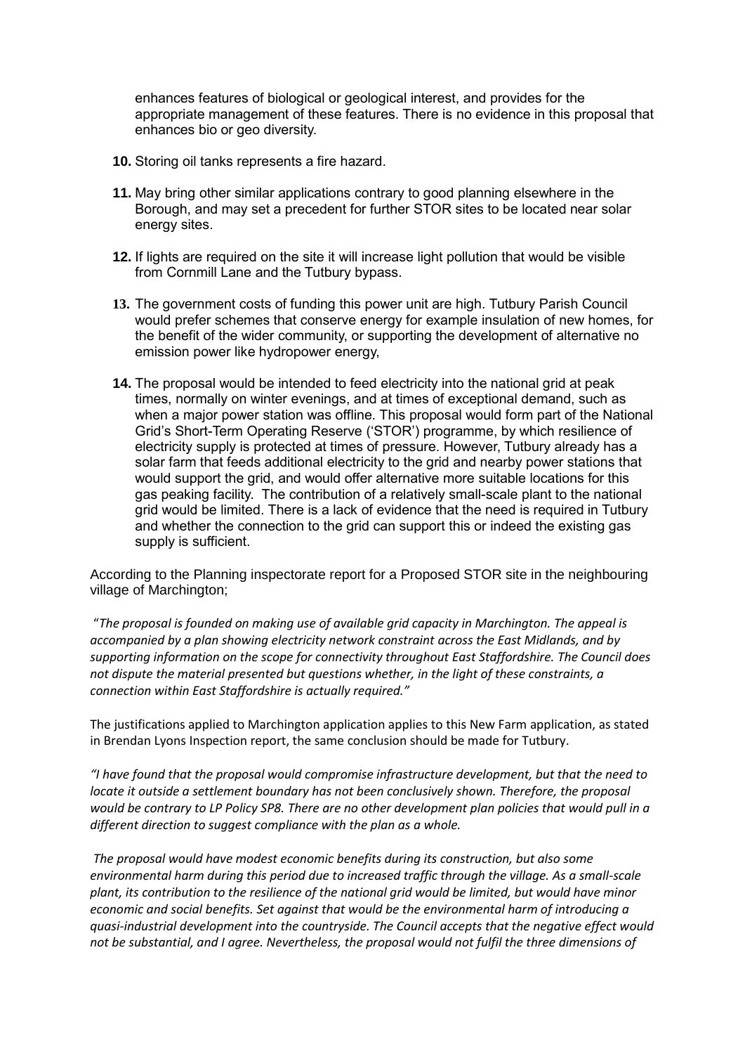enhances features of biological or geological interest, and provides for the appropriate management of these features. There is no evidence in this proposal that enhances bio or geo diversity.

10. Storing oil tanks represents a fire hazard.

11. May bring other similar applications contrary to good planning elsewhere in the Borough, and may set a precedent for further STOR sites to be located near solar energy sites.

12. If lights are required on the site it will increase light pollution that would be visible from Cornmill Lane and the Tutbury bypass.

13. The government costs of funding this power unit are high. Tutbury Parish Council would prefer schemes that conserve energy for example insulation of new homes, for the benefit of the wider community, or supporting the development of alternative no emission power like hydropower energy,

14. The proposal would be intended to feed electricity into the national grid at peak times, normally on winter evenings, and at times of exceptional demand, such as when a major power station was offline. This proposal would form part of the National Grid's Short-Term Operating Reserve ('STOR') programme, by which resilience of electricity supply is protected at times of pressure. However, Tutbury already has a solar farm that feeds additional electricity to the grid and nearby power stations that would support the grid, and would offer alternative more suitable locations for this gas peaking facility. The contribution of a relatively small-scale plant to the national grid would be limited. There is a lack of evidence that the need is required in Tutbury and whether the connection to the grid can support this or indeed the existing gas supply is sufficient.

According to the Planning inspectorate report for a Proposed STOR site in the neighbouring village of Marchington;

*"The proposal is founded on making use of available grid capacity in Marchington. The appeal is accompanied by a plan showing electricity network constraint across the East Midlands, and by supporting information on the scope for connectivity throughout East Staffordshire. The Council does not dispute the material presented but questions whether, in the light of these constraints, a connection within East Staffordshire is actually required."*

The justifications applied to Marchington application applies to this New Farm application, as stated in Brendan Lyons Inspection report, the same conclusion should be made for Tutbury.

*"I have found that the proposal would compromise infrastructure development, but that the need to locate it outside a settlement boundary has not been conclusively shown. Therefore, the proposal would be contrary to LP Policy SP8. There are no other development plan policies that would pull in a different direction to suggest compliance with the plan as a whole.*

*The proposal would have modest economic benefits during its construction, but also some environmental harm during this period due to increased traffic through the village. As a small-scale plant, its contribution to the resilience of the national grid would be limited, but would have minor economic and social benefits. Set against that would be the environmental harm of introducing a quasi-industrial development into the countryside. The Council accepts that the negative effect would not be substantial, and I agree. Nevertheless, the proposal would not fulfil the three dimensions of*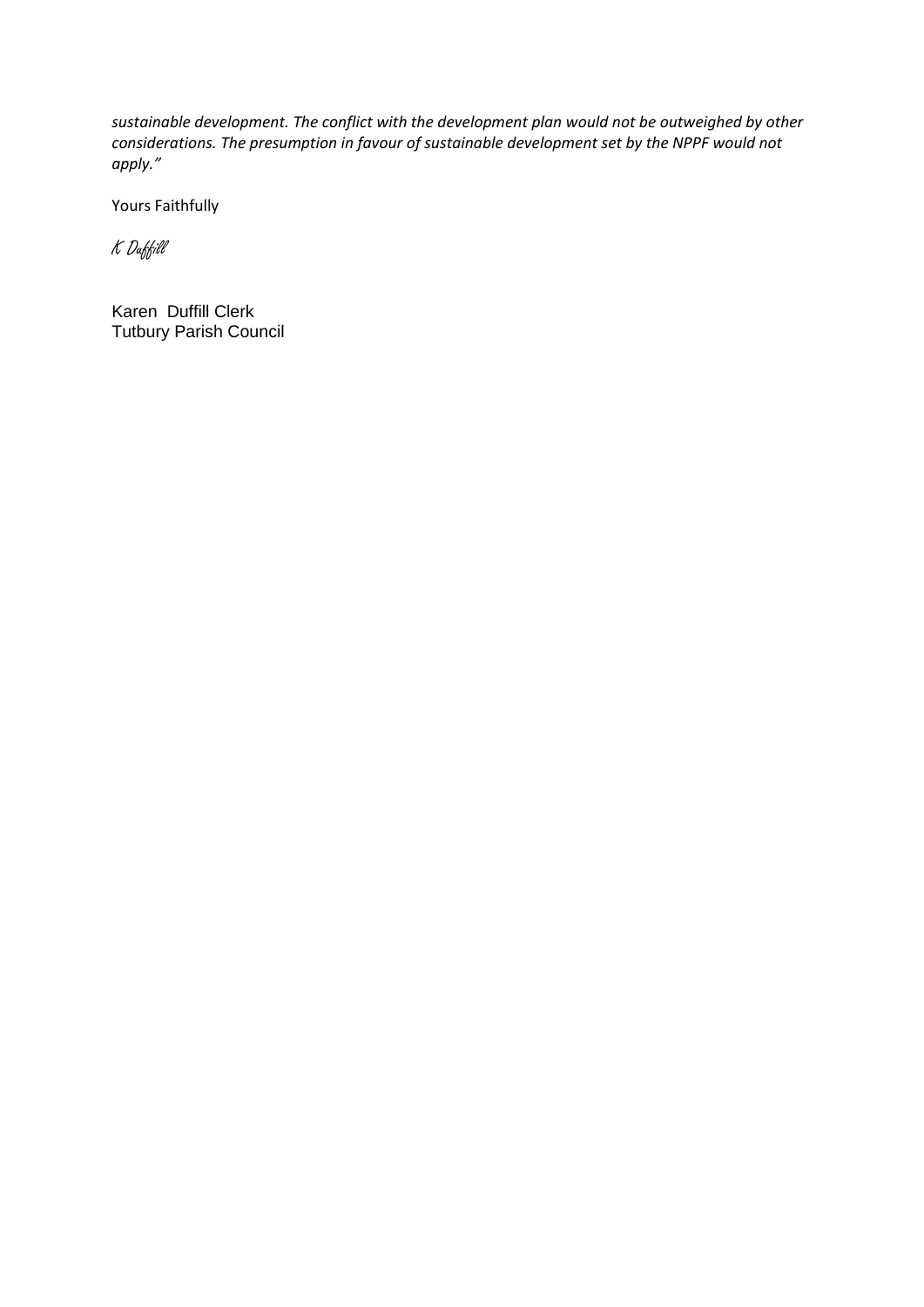*sustainable development. The conflict with the development plan would not be outweighed by other considerations. The presumption in favour of sustainable development set by the NPPF would not apply."*

Yours Faithfully

K Duffill

Karen Duffill Clerk
Tutbury Parish Council